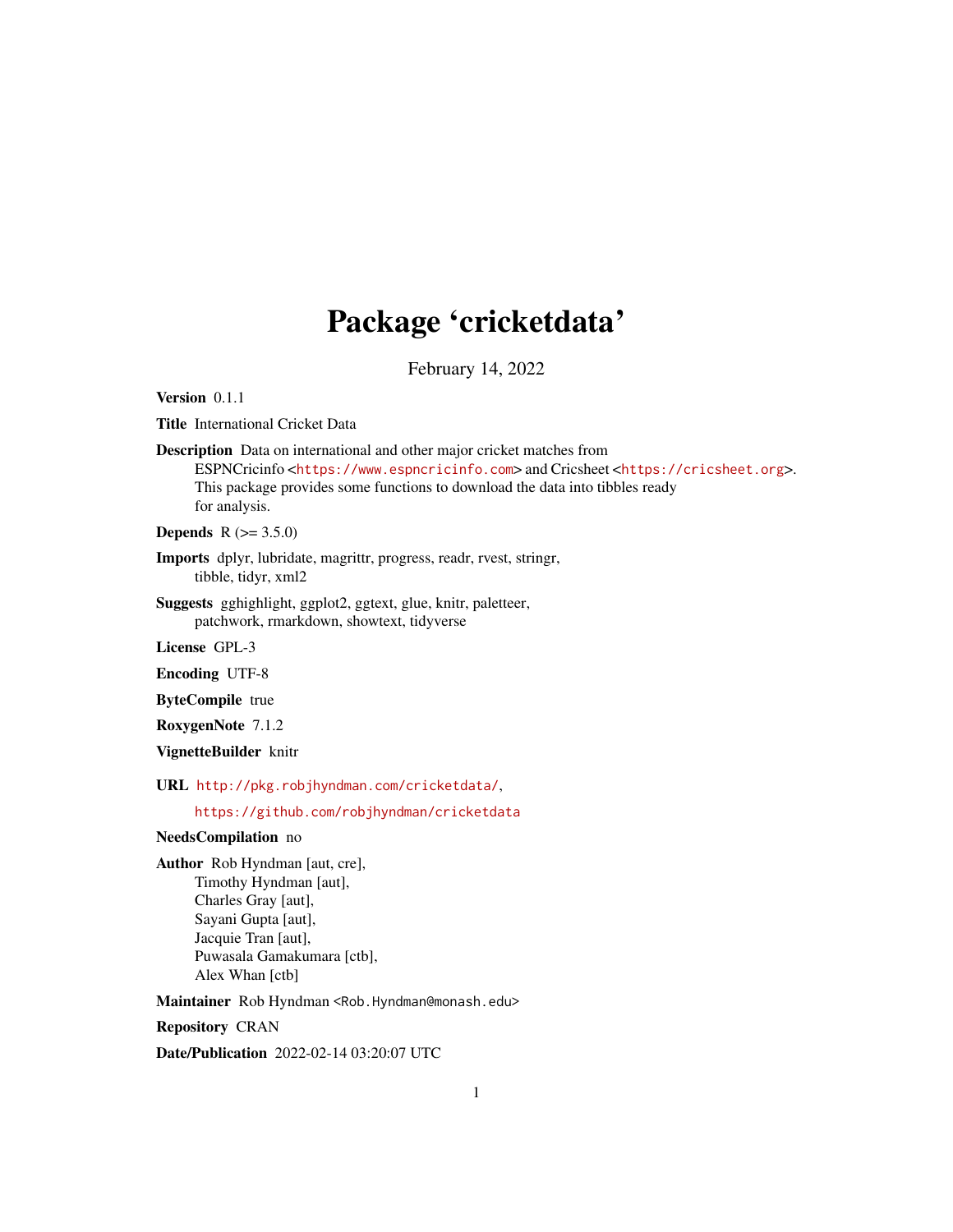# Package 'cricketdata'

February 14, 2022

**Version** 0.1.1

**Title** International Cricket Data

**Description** Data on international and other major cricket matches from ESPNCricinfo <https://www.espncricinfo.com> and Cricsheet <https://cricsheet.org>. This package provides some functions to download the data into tibbles ready for analysis.

**Depends** R (>= 3.5.0)

**Imports** dplyr, lubridate, magrittr, progress, readr, rvest, stringr, tibble, tidyr, xml2

**Suggests** gghighlight, ggplot2, ggtext, glue, knitr, paletteer, patchwork, rmarkdown, showtext, tidyverse

**License** GPL-3

**Encoding** UTF-8

**ByteCompile** true

**RoxygenNote** 7.1.2

**VignetteBuilder** knitr

**URL** http://pkg.robjhyndman.com/cricketdata/,
https://github.com/robjhyndman/cricketdata

**NeedsCompilation** no

**Author** Rob Hyndman [aut, cre],
Timothy Hyndman [aut],
Charles Gray [aut],
Sayani Gupta [aut],
Jacquie Tran [aut],
Puwasala Gamakumara [ctb],
Alex Whan [ctb]

**Maintainer** Rob Hyndman <Rob.Hyndman@monash.edu>

**Repository** CRAN

**Date/Publication** 2022-02-14 03:20:07 UTC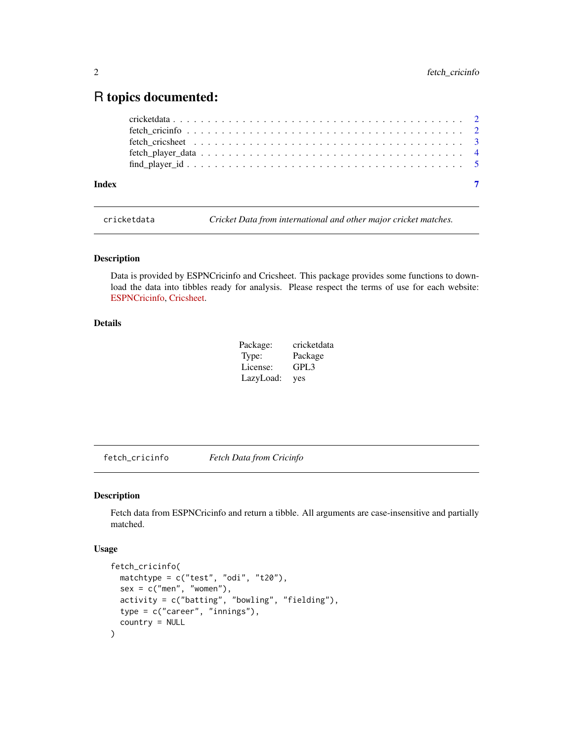# R topics documented:

- cricketdata . . . . . . . . . . . . . . . . . . . . . . . . . . . . . . . . . . . . . . 2
- fetch_cricinfo . . . . . . . . . . . . . . . . . . . . . . . . . . . . . . . . . . . . . 2
- fetch_cricsheet . . . . . . . . . . . . . . . . . . . . . . . . . . . . . . . . . . . . 3
- fetch_player_data . . . . . . . . . . . . . . . . . . . . . . . . . . . . . . . . . . . 4
- find_player_id . . . . . . . . . . . . . . . . . . . . . . . . . . . . . . . . . . . . 5

**Index** 7

---

## cricketdata — *Cricket Data from international and other major cricket matches.*

### Description

Data is provided by ESPNCricinfo and Cricsheet. This package provides some functions to download the data into tibbles ready for analysis. Please respect the terms of use for each website: ESPNCricinfo, Cricsheet.

### Details

| | |
|---|---|
| Package: | cricketdata |
| Type: | Package |
| License: | GPL3 |
| LazyLoad: | yes |

---

## fetch_cricinfo — *Fetch Data from Cricinfo*

### Description

Fetch data from ESPNCricinfo and return a tibble. All arguments are case-insensitive and partially matched.

### Usage

```
fetch_cricinfo(
  matchtype = c("test", "odi", "t20"),
  sex = c("men", "women"),
  activity = c("batting", "bowling", "fielding"),
  type = c("career", "innings"),
  country = NULL
)
```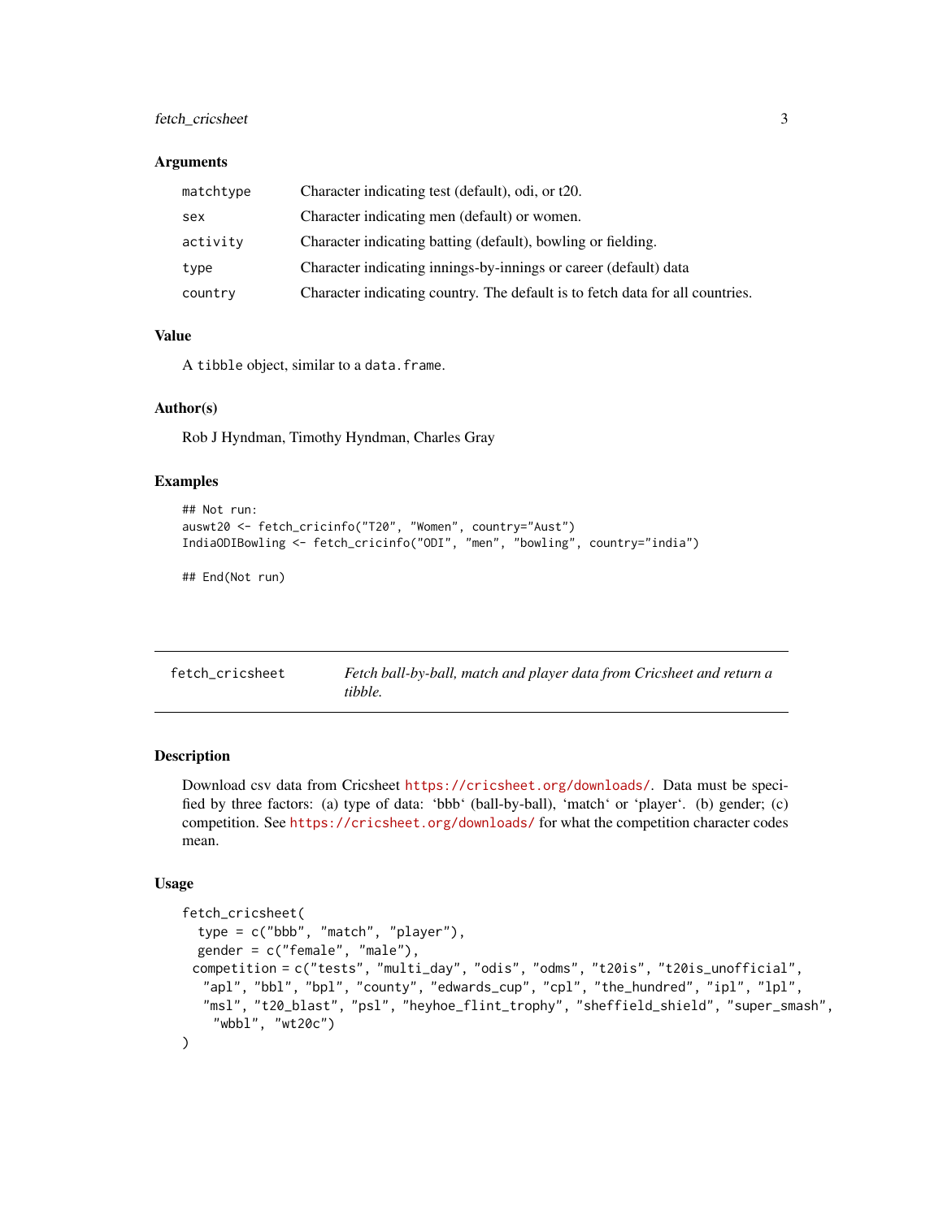### Arguments

| | |
|---|---|
| `matchtype` | Character indicating test (default), odi, or t20. |
| `sex` | Character indicating men (default) or women. |
| `activity` | Character indicating batting (default), bowling or fielding. |
| `type` | Character indicating innings-by-innings or career (default) data |
| `country` | Character indicating country. The default is to fetch data for all countries. |

### Value

A `tibble` object, similar to a `data.frame`.

### Author(s)

Rob J Hyndman, Timothy Hyndman, Charles Gray

### Examples

```
## Not run:
auswt20 <- fetch_cricinfo("T20", "Women", country="Aust")
IndiaODIBowling <- fetch_cricinfo("ODI", "men", "bowling", country="india")

## End(Not run)
```

---

## `fetch_cricsheet` *Fetch ball-by-ball, match and player data from Cricsheet and return a tibble.*

---

### Description

Download csv data from Cricsheet https://cricsheet.org/downloads/. Data must be specified by three factors: (a) type of data: 'bbb' (ball-by-ball), 'match' or 'player'. (b) gender; (c) competition. See https://cricsheet.org/downloads/ for what the competition character codes mean.

### Usage

```
fetch_cricsheet(
  type = c("bbb", "match", "player"),
  gender = c("female", "male"),
 competition = c("tests", "multi_day", "odis", "odms", "t20is", "t20is_unofficial",
   "apl", "bbl", "bpl", "county", "edwards_cup", "cpl", "the_hundred", "ipl", "lpl",
   "msl", "t20_blast", "psl", "heyhoe_flint_trophy", "sheffield_shield", "super_smash",
     "wbbl", "wt20c")
)
```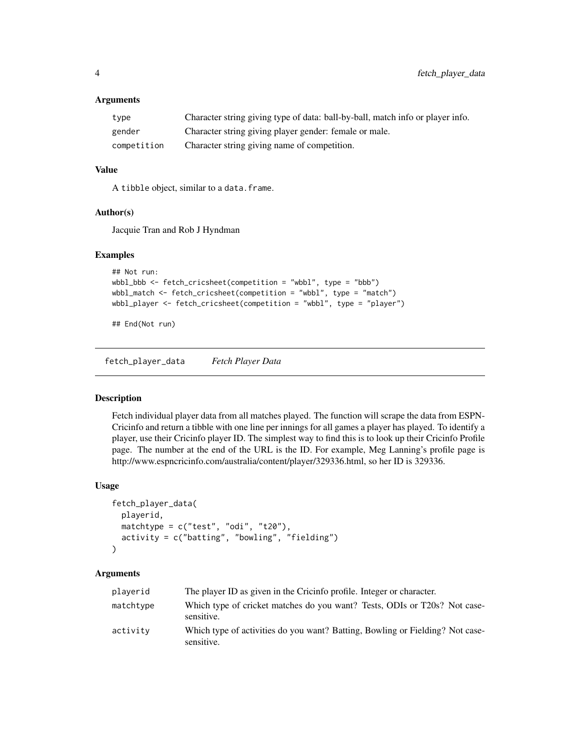### Arguments

| | |
|---|---|
| `type` | Character string giving type of data: ball-by-ball, match info or player info. |
| `gender` | Character string giving player gender: female or male. |
| `competition` | Character string giving name of competition. |

### Value

A `tibble` object, similar to a `data.frame`.

### Author(s)

Jacquie Tran and Rob J Hyndman

### Examples

```
## Not run:
wbbl_bbb <- fetch_cricsheet(competition = "wbbl", type = "bbb")
wbbl_match <- fetch_cricsheet(competition = "wbbl", type = "match")
wbbl_player <- fetch_cricsheet(competition = "wbbl", type = "player")

## End(Not run)
```

---

## fetch_player_data *Fetch Player Data*

---

### Description

Fetch individual player data from all matches played. The function will scrape the data from ESPN-Cricinfo and return a tibble with one line per innings for all games a player has played. To identify a player, use their Cricinfo player ID. The simplest way to find this is to look up their Cricinfo Profile page. The number at the end of the URL is the ID. For example, Meg Lanning's profile page is http://www.espncricinfo.com/australia/content/player/329336.html, so her ID is 329336.

### Usage

```
fetch_player_data(
  playerid,
  matchtype = c("test", "odi", "t20"),
  activity = c("batting", "bowling", "fielding")
)
```

### Arguments

| | |
|---|---|
| `playerid` | The player ID as given in the Cricinfo profile. Integer or character. |
| `matchtype` | Which type of cricket matches do you want? Tests, ODIs or T20s? Not case-sensitive. |
| `activity` | Which type of activities do you want? Batting, Bowling or Fielding? Not case-sensitive. |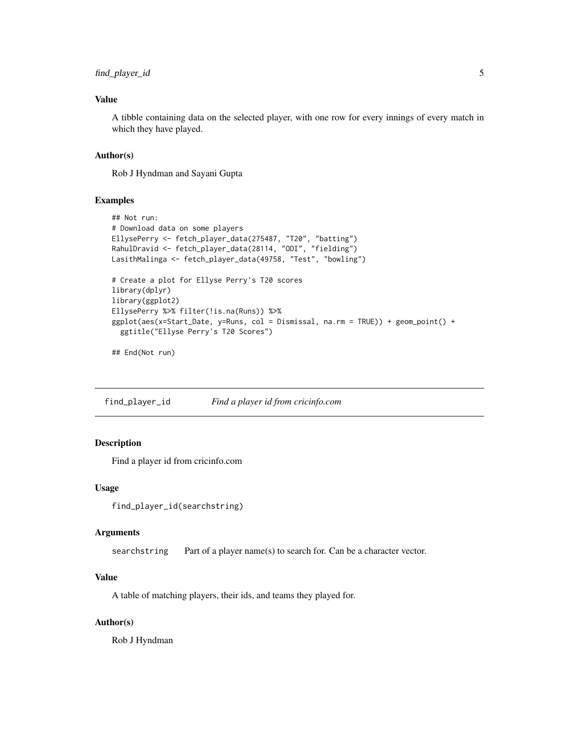### Value

A tibble containing data on the selected player, with one row for every innings of every match in which they have played.

### Author(s)

Rob J Hyndman and Sayani Gupta

### Examples

```
## Not run:
# Download data on some players
EllysePerry <- fetch_player_data(275487, "T20", "batting")
RahulDravid <- fetch_player_data(28114, "ODI", "fielding")
LasithMalinga <- fetch_player_data(49758, "Test", "bowling")

# Create a plot for Ellyse Perry's T20 scores
library(dplyr)
library(ggplot2)
EllysePerry %>% filter(!is.na(Runs)) %>%
ggplot(aes(x=Start_Date, y=Runs, col = Dismissal, na.rm = TRUE)) + geom_point() +
  ggtitle("Ellyse Perry's T20 Scores")

## End(Not run)
```

---

## find_player_id — *Find a player id from cricinfo.com*

---

### Description

Find a player id from cricinfo.com

### Usage

```
find_player_id(searchstring)
```

### Arguments

`searchstring` Part of a player name(s) to search for. Can be a character vector.

### Value

A table of matching players, their ids, and teams they played for.

### Author(s)

Rob J Hyndman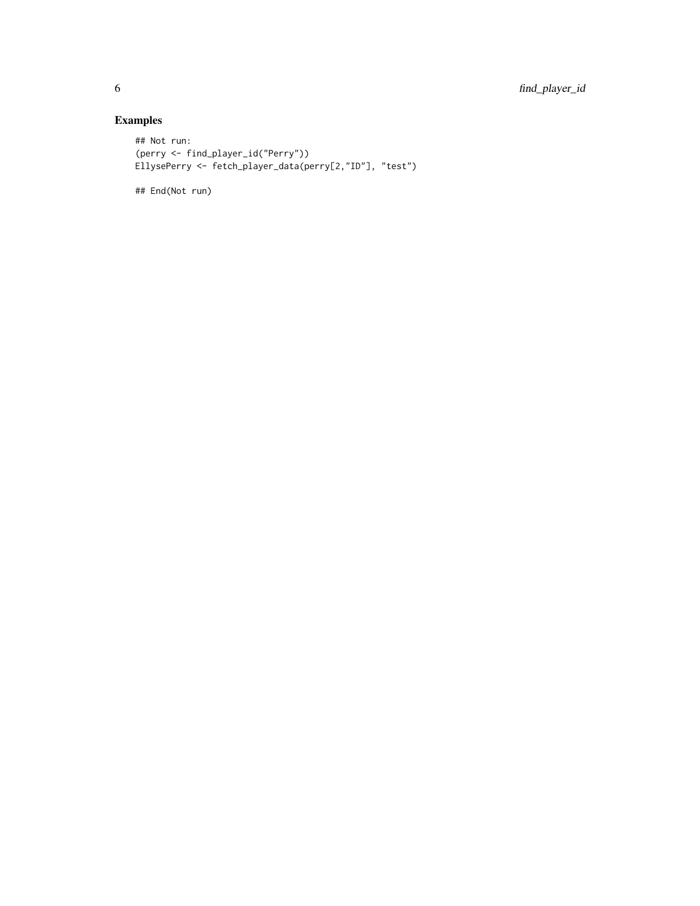## Examples

```
## Not run:
(perry <- find_player_id("Perry"))
EllysePerry <- fetch_player_data(perry[2,"ID"], "test")

## End(Not run)
```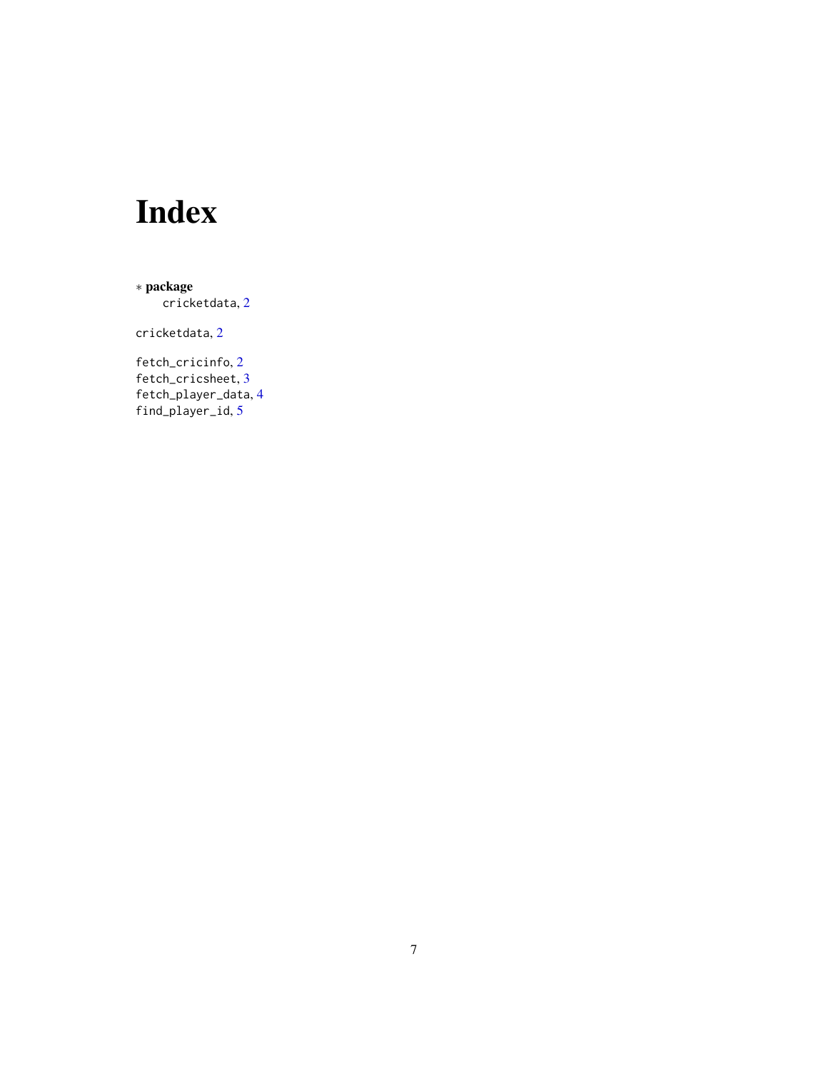# Index

∗ **package**
    cricketdata, 2

cricketdata, 2

fetch_cricinfo, 2
fetch_cricsheet, 3
fetch_player_data, 4
find_player_id, 5